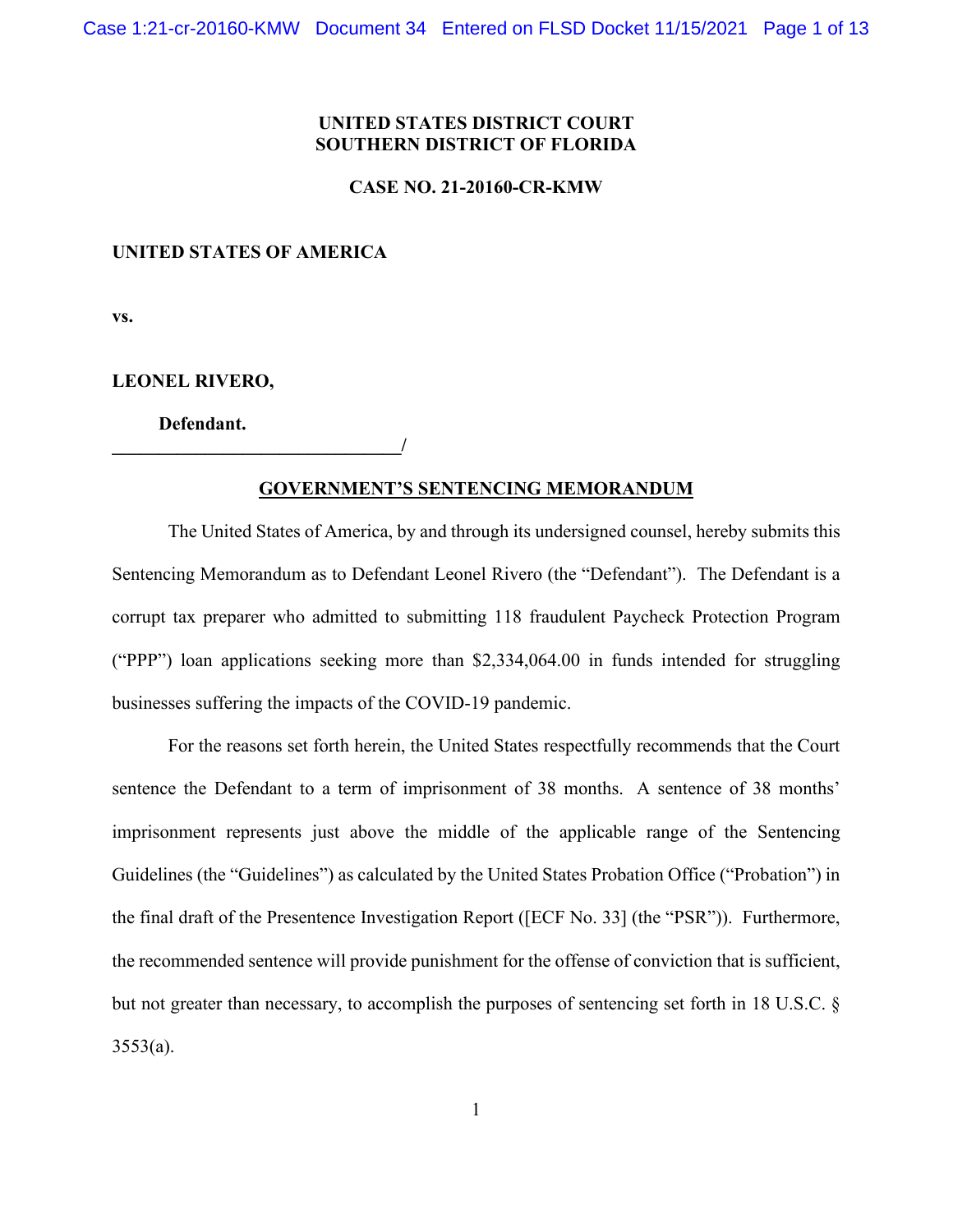**UNITED STATES DISTRICT COURT**
**SOUTHERN DISTRICT OF FLORIDA**

**CASE NO. 21-20160-CR-KMW**

**UNITED STATES OF AMERICA**

**vs.**

**LEONEL RIVERO,**

**Defendant.**
**_______________________________/**

## GOVERNMENT'S SENTENCING MEMORANDUM

The United States of America, by and through its undersigned counsel, hereby submits this Sentencing Memorandum as to Defendant Leonel Rivero (the "Defendant"). The Defendant is a corrupt tax preparer who admitted to submitting 118 fraudulent Paycheck Protection Program ("PPP") loan applications seeking more than $2,334,064.00 in funds intended for struggling businesses suffering the impacts of the COVID-19 pandemic.

For the reasons set forth herein, the United States respectfully recommends that the Court sentence the Defendant to a term of imprisonment of 38 months. A sentence of 38 months' imprisonment represents just above the middle of the applicable range of the Sentencing Guidelines (the "Guidelines") as calculated by the United States Probation Office ("Probation") in the final draft of the Presentence Investigation Report ([ECF No. 33] (the "PSR")). Furthermore, the recommended sentence will provide punishment for the offense of conviction that is sufficient, but not greater than necessary, to accomplish the purposes of sentencing set forth in 18 U.S.C. § 3553(a).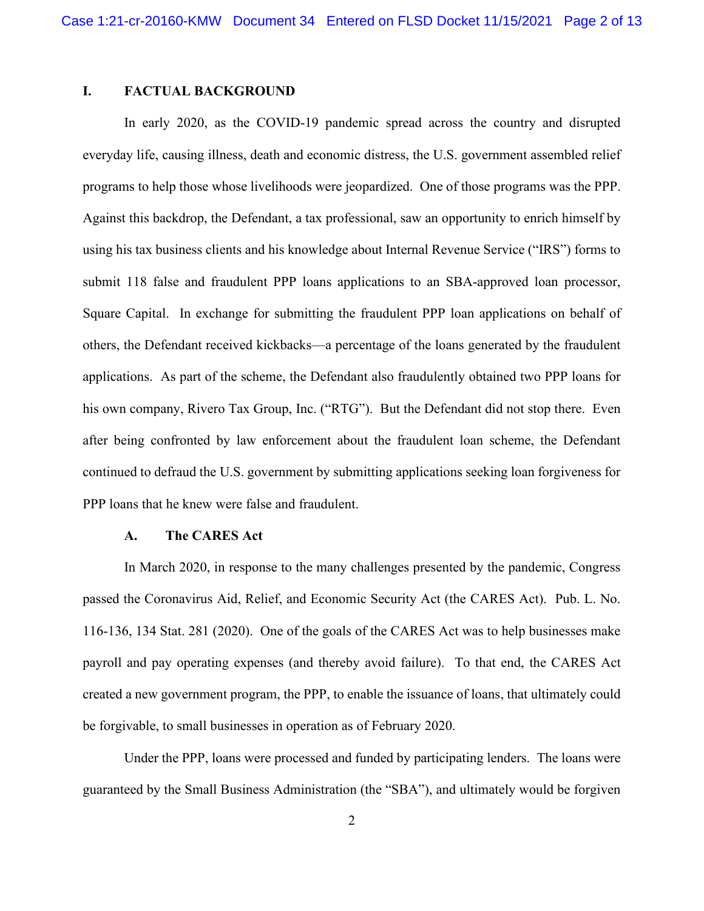## I. FACTUAL BACKGROUND

In early 2020, as the COVID-19 pandemic spread across the country and disrupted everyday life, causing illness, death and economic distress, the U.S. government assembled relief programs to help those whose livelihoods were jeopardized. One of those programs was the PPP. Against this backdrop, the Defendant, a tax professional, saw an opportunity to enrich himself by using his tax business clients and his knowledge about Internal Revenue Service ("IRS") forms to submit 118 false and fraudulent PPP loans applications to an SBA-approved loan processor, Square Capital. In exchange for submitting the fraudulent PPP loan applications on behalf of others, the Defendant received kickbacks—a percentage of the loans generated by the fraudulent applications. As part of the scheme, the Defendant also fraudulently obtained two PPP loans for his own company, Rivero Tax Group, Inc. ("RTG"). But the Defendant did not stop there. Even after being confronted by law enforcement about the fraudulent loan scheme, the Defendant continued to defraud the U.S. government by submitting applications seeking loan forgiveness for PPP loans that he knew were false and fraudulent.

### A. The CARES Act

In March 2020, in response to the many challenges presented by the pandemic, Congress passed the Coronavirus Aid, Relief, and Economic Security Act (the CARES Act). Pub. L. No. 116-136, 134 Stat. 281 (2020). One of the goals of the CARES Act was to help businesses make payroll and pay operating expenses (and thereby avoid failure). To that end, the CARES Act created a new government program, the PPP, to enable the issuance of loans, that ultimately could be forgivable, to small businesses in operation as of February 2020.

Under the PPP, loans were processed and funded by participating lenders. The loans were guaranteed by the Small Business Administration (the "SBA"), and ultimately would be forgiven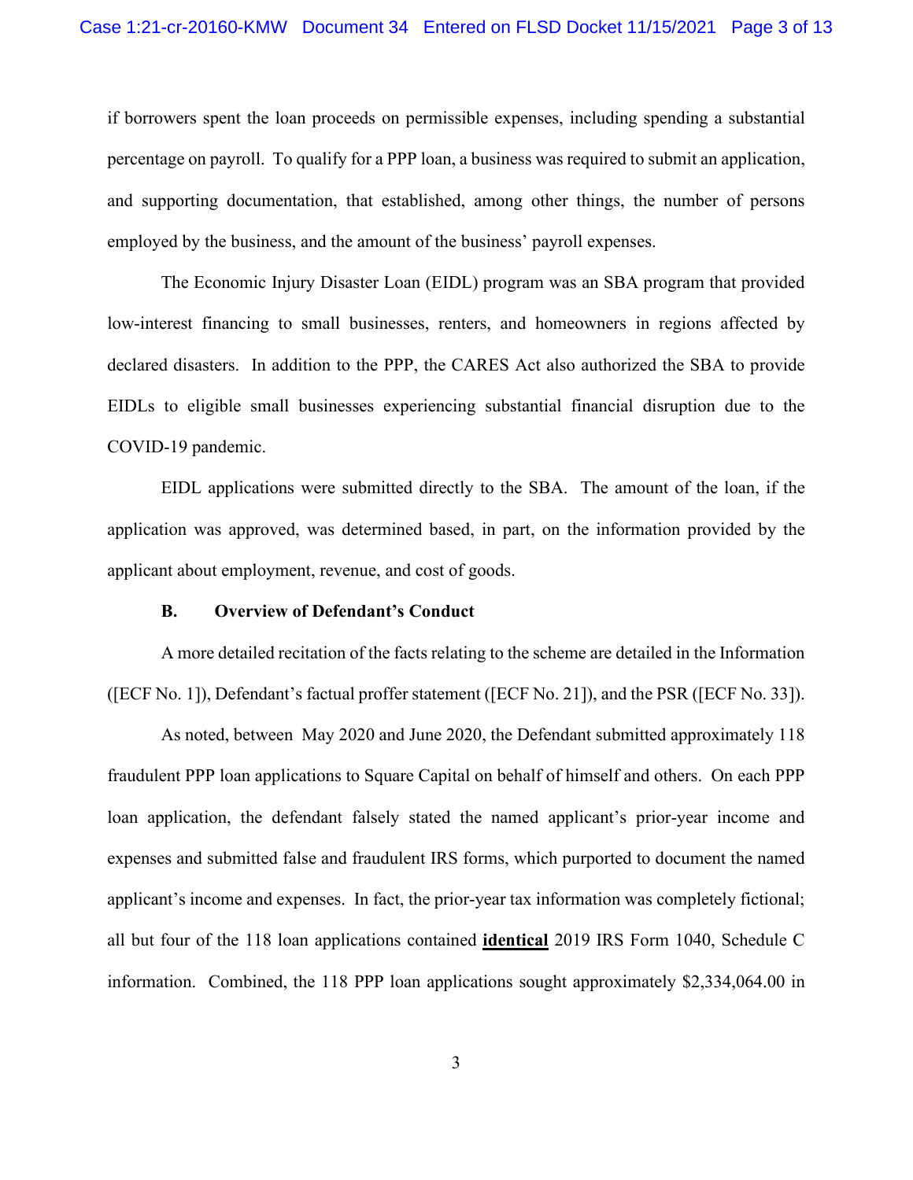if borrowers spent the loan proceeds on permissible expenses, including spending a substantial percentage on payroll. To qualify for a PPP loan, a business was required to submit an application, and supporting documentation, that established, among other things, the number of persons employed by the business, and the amount of the business' payroll expenses.

The Economic Injury Disaster Loan (EIDL) program was an SBA program that provided low-interest financing to small businesses, renters, and homeowners in regions affected by declared disasters. In addition to the PPP, the CARES Act also authorized the SBA to provide EIDLs to eligible small businesses experiencing substantial financial disruption due to the COVID-19 pandemic.

EIDL applications were submitted directly to the SBA. The amount of the loan, if the application was approved, was determined based, in part, on the information provided by the applicant about employment, revenue, and cost of goods.

### B. Overview of Defendant's Conduct

A more detailed recitation of the facts relating to the scheme are detailed in the Information ([ECF No. 1]), Defendant's factual proffer statement ([ECF No. 21]), and the PSR ([ECF No. 33]).

As noted, between May 2020 and June 2020, the Defendant submitted approximately 118 fraudulent PPP loan applications to Square Capital on behalf of himself and others. On each PPP loan application, the defendant falsely stated the named applicant's prior-year income and expenses and submitted false and fraudulent IRS forms, which purported to document the named applicant's income and expenses. In fact, the prior-year tax information was completely fictional; all but four of the 118 loan applications contained **identical** 2019 IRS Form 1040, Schedule C information. Combined, the 118 PPP loan applications sought approximately $2,334,064.00 in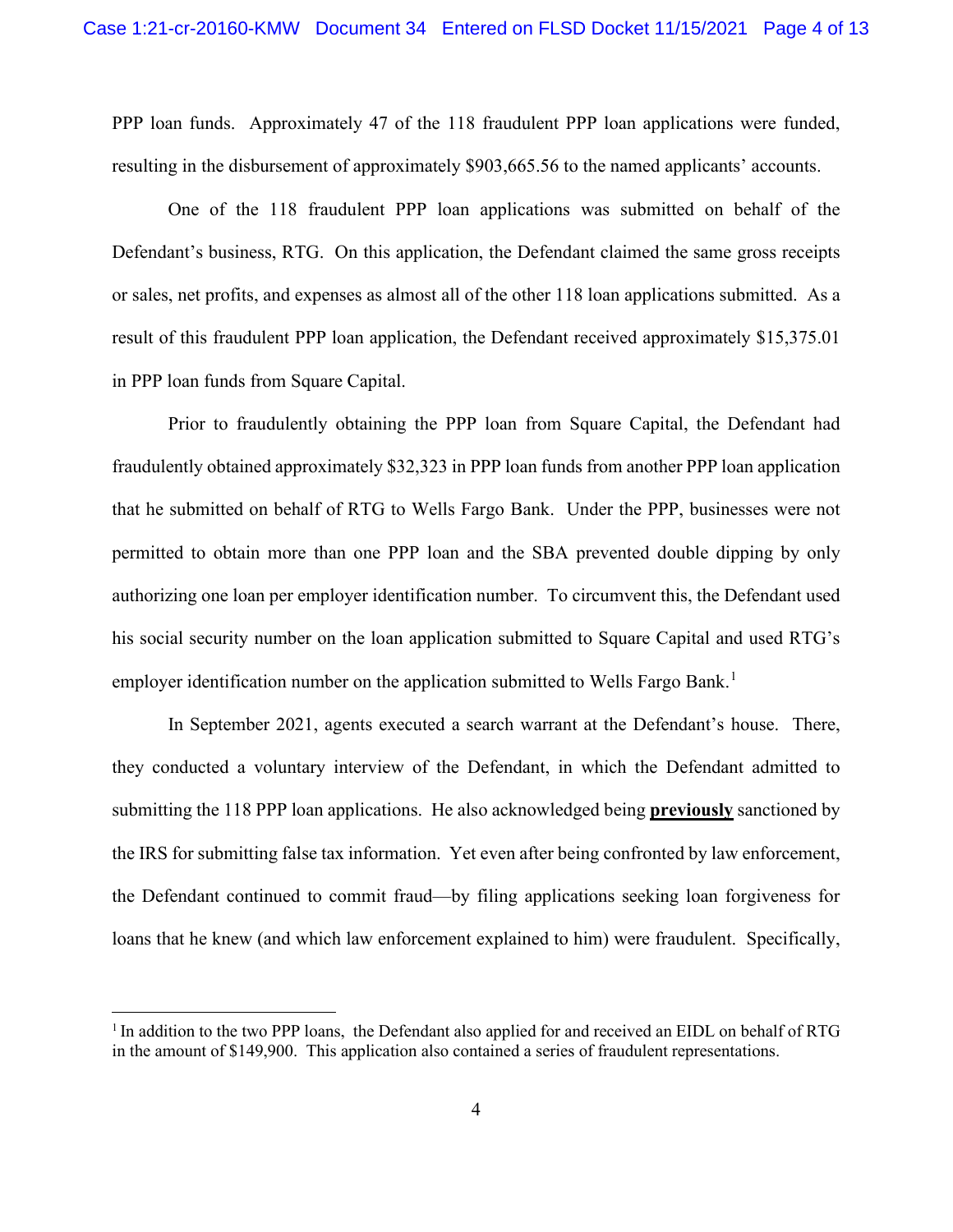PPP loan funds. Approximately 47 of the 118 fraudulent PPP loan applications were funded, resulting in the disbursement of approximately $903,665.56 to the named applicants' accounts.

One of the 118 fraudulent PPP loan applications was submitted on behalf of the Defendant's business, RTG. On this application, the Defendant claimed the same gross receipts or sales, net profits, and expenses as almost all of the other 118 loan applications submitted. As a result of this fraudulent PPP loan application, the Defendant received approximately $15,375.01 in PPP loan funds from Square Capital.

Prior to fraudulently obtaining the PPP loan from Square Capital, the Defendant had fraudulently obtained approximately $32,323 in PPP loan funds from another PPP loan application that he submitted on behalf of RTG to Wells Fargo Bank. Under the PPP, businesses were not permitted to obtain more than one PPP loan and the SBA prevented double dipping by only authorizing one loan per employer identification number. To circumvent this, the Defendant used his social security number on the loan application submitted to Square Capital and used RTG's employer identification number on the application submitted to Wells Fargo Bank.[1]

In September 2021, agents executed a search warrant at the Defendant's house. There, they conducted a voluntary interview of the Defendant, in which the Defendant admitted to submitting the 118 PPP loan applications. He also acknowledged being <u>**previously**</u> sanctioned by the IRS for submitting false tax information. Yet even after being confronted by law enforcement, the Defendant continued to commit fraud—by filing applications seeking loan forgiveness for loans that he knew (and which law enforcement explained to him) were fraudulent. Specifically,

---

[1] In addition to the two PPP loans, the Defendant also applied for and received an EIDL on behalf of RTG in the amount of $149,900. This application also contained a series of fraudulent representations.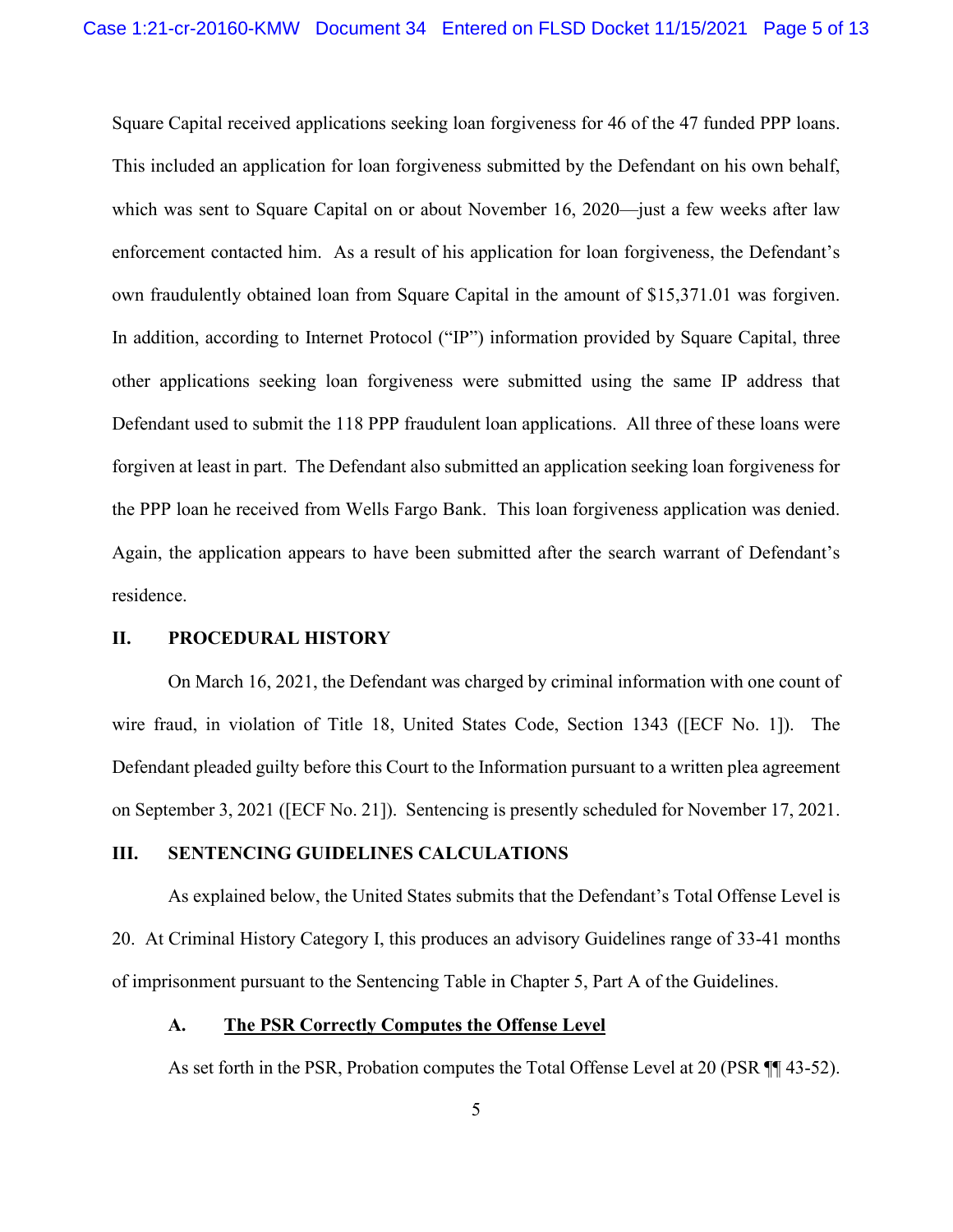Square Capital received applications seeking loan forgiveness for 46 of the 47 funded PPP loans. This included an application for loan forgiveness submitted by the Defendant on his own behalf, which was sent to Square Capital on or about November 16, 2020—just a few weeks after law enforcement contacted him. As a result of his application for loan forgiveness, the Defendant's own fraudulently obtained loan from Square Capital in the amount of $15,371.01 was forgiven. In addition, according to Internet Protocol ("IP") information provided by Square Capital, three other applications seeking loan forgiveness were submitted using the same IP address that Defendant used to submit the 118 PPP fraudulent loan applications. All three of these loans were forgiven at least in part. The Defendant also submitted an application seeking loan forgiveness for the PPP loan he received from Wells Fargo Bank. This loan forgiveness application was denied. Again, the application appears to have been submitted after the search warrant of Defendant's residence.

## II. PROCEDURAL HISTORY

On March 16, 2021, the Defendant was charged by criminal information with one count of wire fraud, in violation of Title 18, United States Code, Section 1343 ([ECF No. 1]). The Defendant pleaded guilty before this Court to the Information pursuant to a written plea agreement on September 3, 2021 ([ECF No. 21]). Sentencing is presently scheduled for November 17, 2021.

## III. SENTENCING GUIDELINES CALCULATIONS

As explained below, the United States submits that the Defendant's Total Offense Level is 20. At Criminal History Category I, this produces an advisory Guidelines range of 33-41 months of imprisonment pursuant to the Sentencing Table in Chapter 5, Part A of the Guidelines.

### A. The PSR Correctly Computes the Offense Level

As set forth in the PSR, Probation computes the Total Offense Level at 20 (PSR ¶¶ 43-52).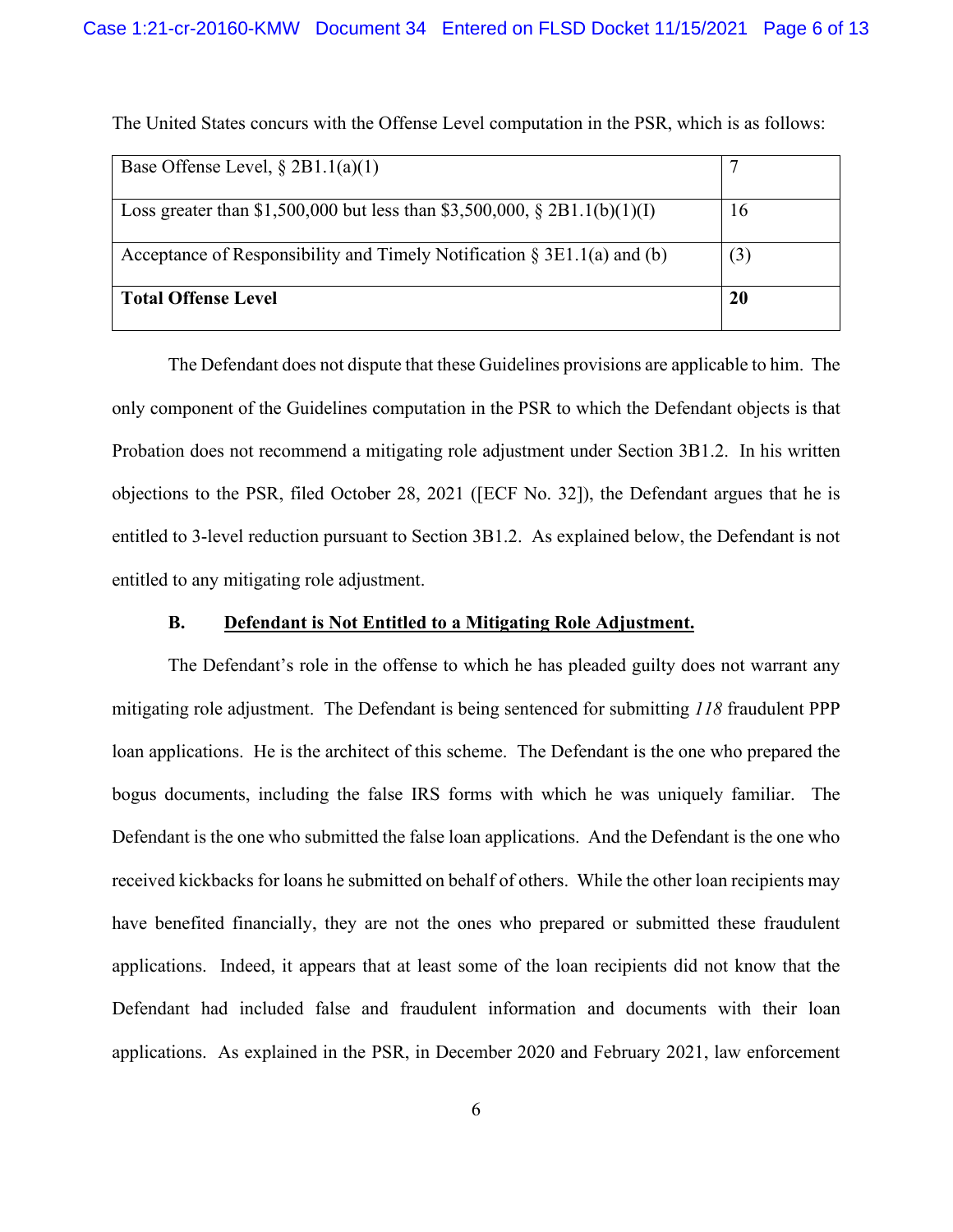The United States concurs with the Offense Level computation in the PSR, which is as follows:

| | |
|---|---|
| Base Offense Level, § 2B1.1(a)(1) | 7 |
| Loss greater than $1,500,000 but less than $3,500,000, § 2B1.1(b)(1)(I) | 16 |
| Acceptance of Responsibility and Timely Notification § 3E1.1(a) and (b) | (3) |
| **Total Offense Level** | **20** |

The Defendant does not dispute that these Guidelines provisions are applicable to him. The only component of the Guidelines computation in the PSR to which the Defendant objects is that Probation does not recommend a mitigating role adjustment under Section 3B1.2. In his written objections to the PSR, filed October 28, 2021 ([ECF No. 32]), the Defendant argues that he is entitled to 3-level reduction pursuant to Section 3B1.2. As explained below, the Defendant is not entitled to any mitigating role adjustment.

### B. Defendant is Not Entitled to a Mitigating Role Adjustment.

The Defendant's role in the offense to which he has pleaded guilty does not warrant any mitigating role adjustment. The Defendant is being sentenced for submitting *118* fraudulent PPP loan applications. He is the architect of this scheme. The Defendant is the one who prepared the bogus documents, including the false IRS forms with which he was uniquely familiar. The Defendant is the one who submitted the false loan applications. And the Defendant is the one who received kickbacks for loans he submitted on behalf of others. While the other loan recipients may have benefited financially, they are not the ones who prepared or submitted these fraudulent applications. Indeed, it appears that at least some of the loan recipients did not know that the Defendant had included false and fraudulent information and documents with their loan applications. As explained in the PSR, in December 2020 and February 2021, law enforcement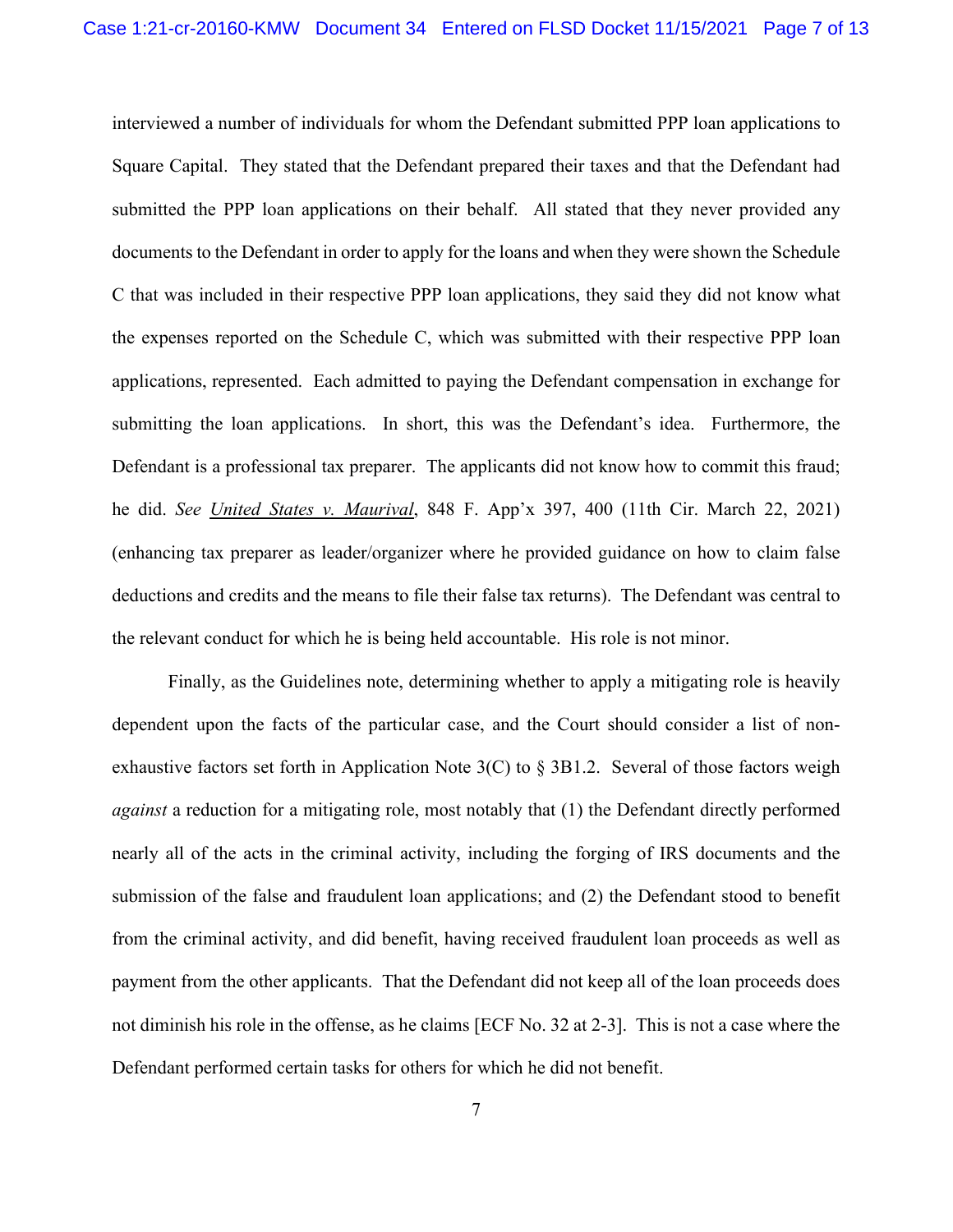interviewed a number of individuals for whom the Defendant submitted PPP loan applications to Square Capital. They stated that the Defendant prepared their taxes and that the Defendant had submitted the PPP loan applications on their behalf. All stated that they never provided any documents to the Defendant in order to apply for the loans and when they were shown the Schedule C that was included in their respective PPP loan applications, they said they did not know what the expenses reported on the Schedule C, which was submitted with their respective PPP loan applications, represented. Each admitted to paying the Defendant compensation in exchange for submitting the loan applications. In short, this was the Defendant's idea. Furthermore, the Defendant is a professional tax preparer. The applicants did not know how to commit this fraud; he did. *See* United States v. Maurival, 848 F. App'x 397, 400 (11th Cir. March 22, 2021) (enhancing tax preparer as leader/organizer where he provided guidance on how to claim false deductions and credits and the means to file their false tax returns). The Defendant was central to the relevant conduct for which he is being held accountable. His role is not minor.

Finally, as the Guidelines note, determining whether to apply a mitigating role is heavily dependent upon the facts of the particular case, and the Court should consider a list of non-exhaustive factors set forth in Application Note 3(C) to § 3B1.2. Several of those factors weigh *against* a reduction for a mitigating role, most notably that (1) the Defendant directly performed nearly all of the acts in the criminal activity, including the forging of IRS documents and the submission of the false and fraudulent loan applications; and (2) the Defendant stood to benefit from the criminal activity, and did benefit, having received fraudulent loan proceeds as well as payment from the other applicants. That the Defendant did not keep all of the loan proceeds does not diminish his role in the offense, as he claims [ECF No. 32 at 2-3]. This is not a case where the Defendant performed certain tasks for others for which he did not benefit.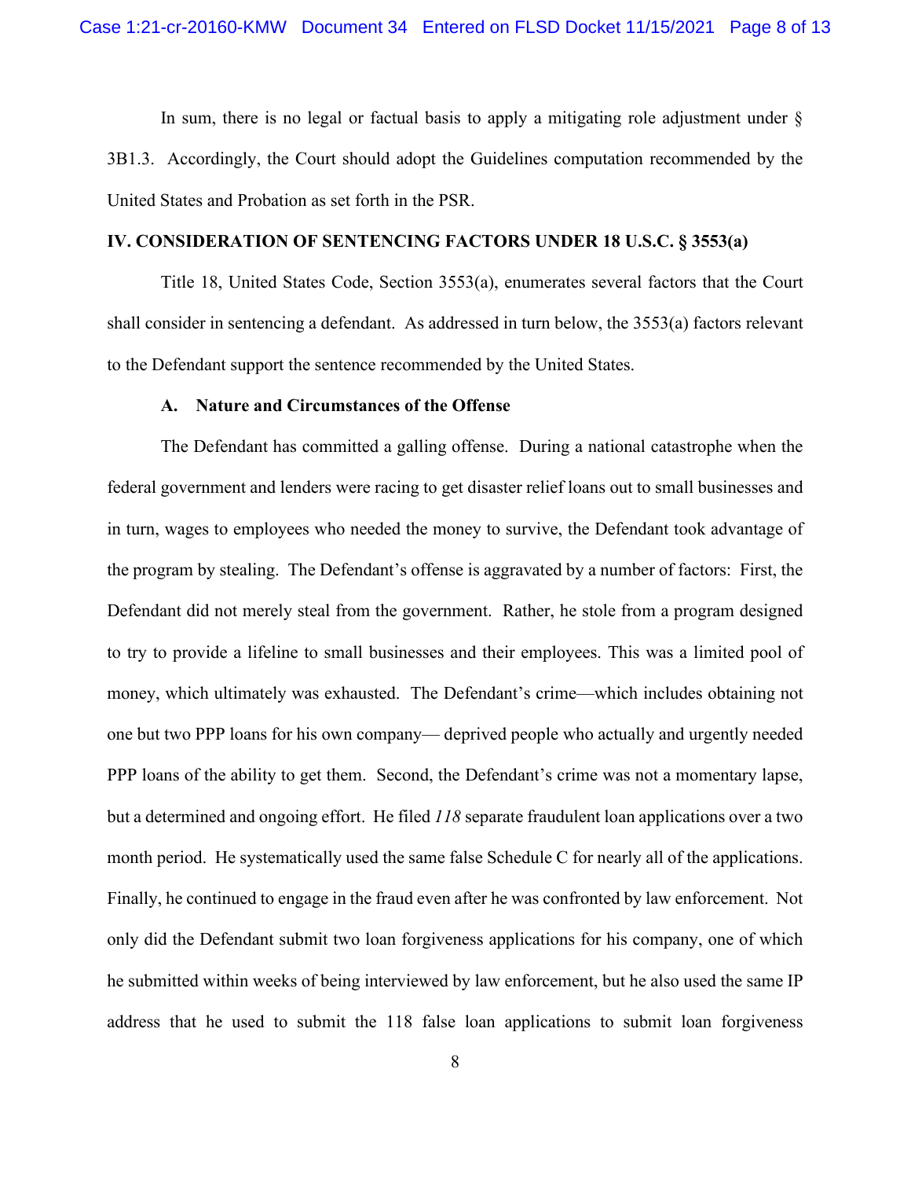In sum, there is no legal or factual basis to apply a mitigating role adjustment under § 3B1.3. Accordingly, the Court should adopt the Guidelines computation recommended by the United States and Probation as set forth in the PSR.

## IV. CONSIDERATION OF SENTENCING FACTORS UNDER 18 U.S.C. § 3553(a)

Title 18, United States Code, Section 3553(a), enumerates several factors that the Court shall consider in sentencing a defendant. As addressed in turn below, the 3553(a) factors relevant to the Defendant support the sentence recommended by the United States.

### A. Nature and Circumstances of the Offense

The Defendant has committed a galling offense. During a national catastrophe when the federal government and lenders were racing to get disaster relief loans out to small businesses and in turn, wages to employees who needed the money to survive, the Defendant took advantage of the program by stealing. The Defendant's offense is aggravated by a number of factors: First, the Defendant did not merely steal from the government. Rather, he stole from a program designed to try to provide a lifeline to small businesses and their employees. This was a limited pool of money, which ultimately was exhausted. The Defendant's crime—which includes obtaining not one but two PPP loans for his own company— deprived people who actually and urgently needed PPP loans of the ability to get them. Second, the Defendant's crime was not a momentary lapse, but a determined and ongoing effort. He filed *118* separate fraudulent loan applications over a two month period. He systematically used the same false Schedule C for nearly all of the applications. Finally, he continued to engage in the fraud even after he was confronted by law enforcement. Not only did the Defendant submit two loan forgiveness applications for his company, one of which he submitted within weeks of being interviewed by law enforcement, but he also used the same IP address that he used to submit the 118 false loan applications to submit loan forgiveness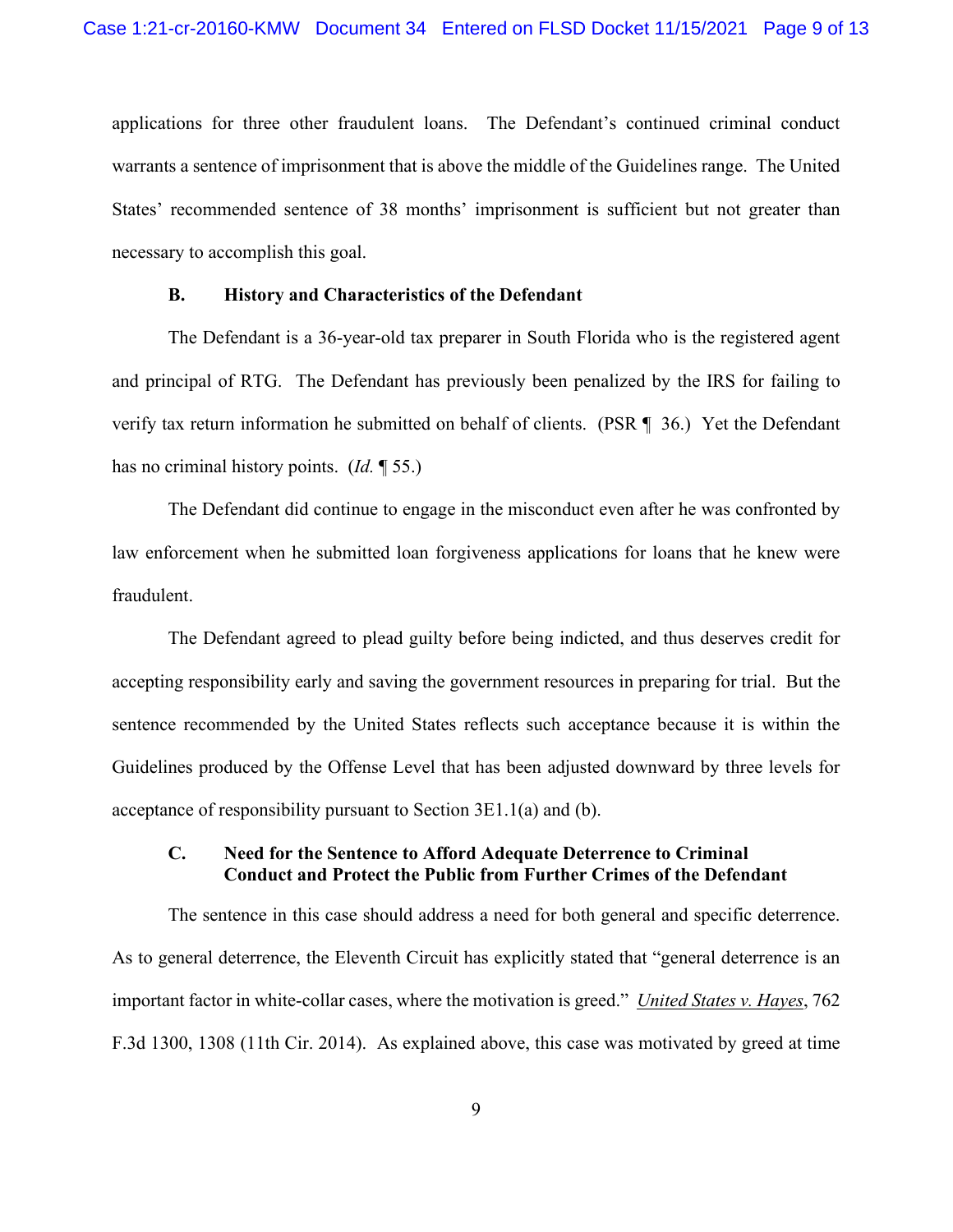applications for three other fraudulent loans. The Defendant's continued criminal conduct warrants a sentence of imprisonment that is above the middle of the Guidelines range. The United States' recommended sentence of 38 months' imprisonment is sufficient but not greater than necessary to accomplish this goal.

### B. History and Characteristics of the Defendant

The Defendant is a 36-year-old tax preparer in South Florida who is the registered agent and principal of RTG. The Defendant has previously been penalized by the IRS for failing to verify tax return information he submitted on behalf of clients. (PSR ¶ 36.) Yet the Defendant has no criminal history points. (*Id.* ¶ 55.)

The Defendant did continue to engage in the misconduct even after he was confronted by law enforcement when he submitted loan forgiveness applications for loans that he knew were fraudulent.

The Defendant agreed to plead guilty before being indicted, and thus deserves credit for accepting responsibility early and saving the government resources in preparing for trial. But the sentence recommended by the United States reflects such acceptance because it is within the Guidelines produced by the Offense Level that has been adjusted downward by three levels for acceptance of responsibility pursuant to Section 3E1.1(a) and (b).

### C. Need for the Sentence to Afford Adequate Deterrence to Criminal Conduct and Protect the Public from Further Crimes of the Defendant

The sentence in this case should address a need for both general and specific deterrence. As to general deterrence, the Eleventh Circuit has explicitly stated that "general deterrence is an important factor in white-collar cases, where the motivation is greed." *United States v. Hayes*, 762 F.3d 1300, 1308 (11th Cir. 2014). As explained above, this case was motivated by greed at time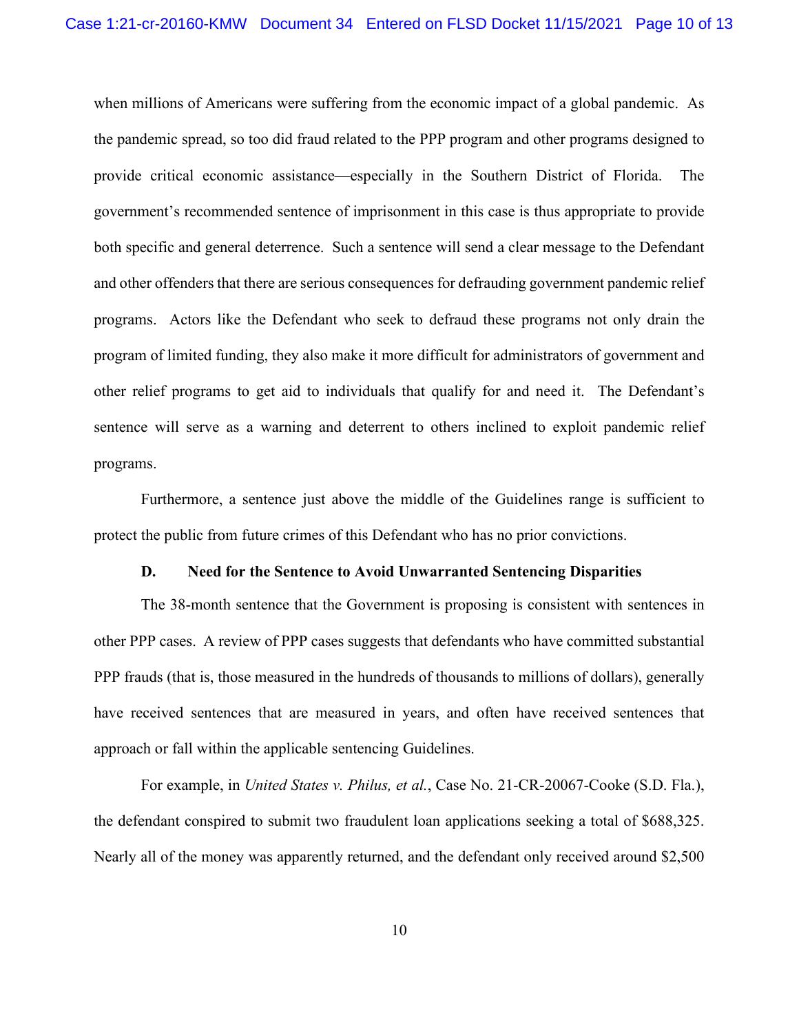when millions of Americans were suffering from the economic impact of a global pandemic. As the pandemic spread, so too did fraud related to the PPP program and other programs designed to provide critical economic assistance—especially in the Southern District of Florida. The government's recommended sentence of imprisonment in this case is thus appropriate to provide both specific and general deterrence. Such a sentence will send a clear message to the Defendant and other offenders that there are serious consequences for defrauding government pandemic relief programs. Actors like the Defendant who seek to defraud these programs not only drain the program of limited funding, they also make it more difficult for administrators of government and other relief programs to get aid to individuals that qualify for and need it. The Defendant's sentence will serve as a warning and deterrent to others inclined to exploit pandemic relief programs.

Furthermore, a sentence just above the middle of the Guidelines range is sufficient to protect the public from future crimes of this Defendant who has no prior convictions.

**D. Need for the Sentence to Avoid Unwarranted Sentencing Disparities**

The 38-month sentence that the Government is proposing is consistent with sentences in other PPP cases. A review of PPP cases suggests that defendants who have committed substantial PPP frauds (that is, those measured in the hundreds of thousands to millions of dollars), generally have received sentences that are measured in years, and often have received sentences that approach or fall within the applicable sentencing Guidelines.

For example, in *United States v. Philus, et al.*, Case No. 21-CR-20067-Cooke (S.D. Fla.), the defendant conspired to submit two fraudulent loan applications seeking a total of $688,325. Nearly all of the money was apparently returned, and the defendant only received around $2,500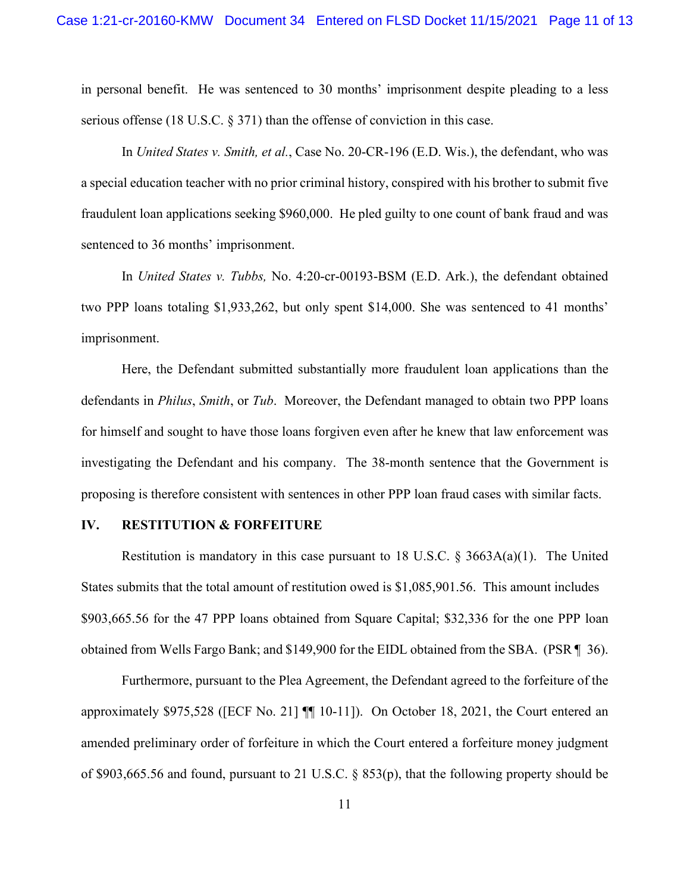in personal benefit. He was sentenced to 30 months' imprisonment despite pleading to a less serious offense (18 U.S.C. § 371) than the offense of conviction in this case.

In *United States v. Smith, et al.*, Case No. 20-CR-196 (E.D. Wis.), the defendant, who was a special education teacher with no prior criminal history, conspired with his brother to submit five fraudulent loan applications seeking $960,000. He pled guilty to one count of bank fraud and was sentenced to 36 months' imprisonment.

In *United States v. Tubbs,* No. 4:20-cr-00193-BSM (E.D. Ark.), the defendant obtained two PPP loans totaling $1,933,262, but only spent $14,000. She was sentenced to 41 months' imprisonment.

Here, the Defendant submitted substantially more fraudulent loan applications than the defendants in *Philus*, *Smith*, or *Tub*. Moreover, the Defendant managed to obtain two PPP loans for himself and sought to have those loans forgiven even after he knew that law enforcement was investigating the Defendant and his company. The 38-month sentence that the Government is proposing is therefore consistent with sentences in other PPP loan fraud cases with similar facts.

## IV. RESTITUTION & FORFEITURE

Restitution is mandatory in this case pursuant to 18 U.S.C. § 3663A(a)(1). The United States submits that the total amount of restitution owed is $1,085,901.56. This amount includes $903,665.56 for the 47 PPP loans obtained from Square Capital; $32,336 for the one PPP loan obtained from Wells Fargo Bank; and $149,900 for the EIDL obtained from the SBA. (PSR ¶ 36).

Furthermore, pursuant to the Plea Agreement, the Defendant agreed to the forfeiture of the approximately $975,528 ([ECF No. 21] ¶¶ 10-11]). On October 18, 2021, the Court entered an amended preliminary order of forfeiture in which the Court entered a forfeiture money judgment of $903,665.56 and found, pursuant to 21 U.S.C. § 853(p), that the following property should be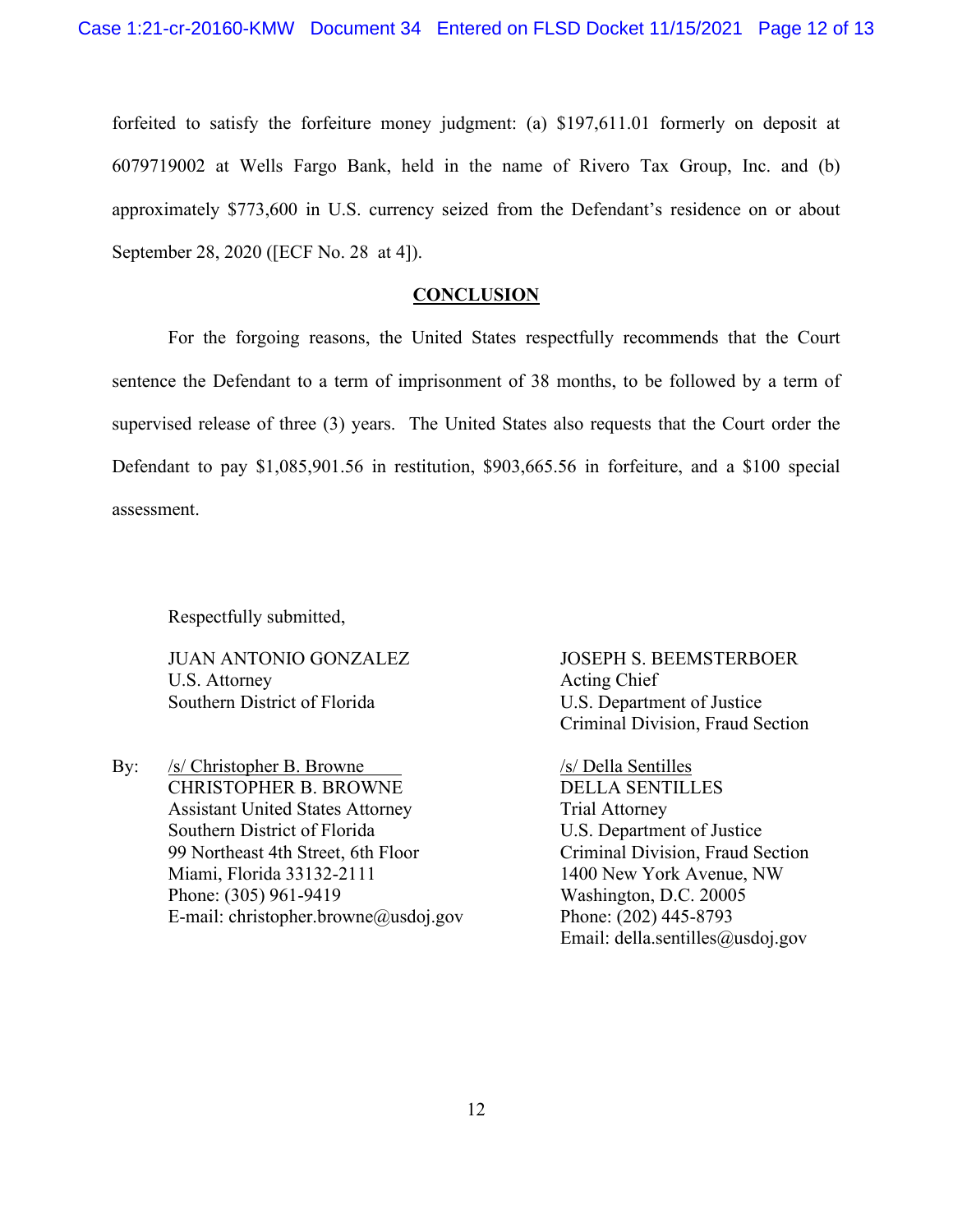forfeited to satisfy the forfeiture money judgment: (a) $197,611.01 formerly on deposit at 6079719002 at Wells Fargo Bank, held in the name of Rivero Tax Group, Inc. and (b) approximately $773,600 in U.S. currency seized from the Defendant's residence on or about September 28, 2020 ([ECF No. 28 at 4]).

## CONCLUSION

For the forgoing reasons, the United States respectfully recommends that the Court sentence the Defendant to a term of imprisonment of 38 months, to be followed by a term of supervised release of three (3) years. The United States also requests that the Court order the Defendant to pay $1,085,901.56 in restitution, $903,665.56 in forfeiture, and a $100 special assessment.

Respectfully submitted,

JUAN ANTONIO GONZALEZ
U.S. Attorney
Southern District of Florida

By: /s/ Christopher B. Browne
CHRISTOPHER B. BROWNE
Assistant United States Attorney
Southern District of Florida
99 Northeast 4th Street, 6th Floor
Miami, Florida 33132-2111
Phone: (305) 961-9419
E-mail: christopher.browne@usdoj.gov

JOSEPH S. BEEMSTERBOER
Acting Chief
U.S. Department of Justice
Criminal Division, Fraud Section

/s/ Della Sentilles
DELLA SENTILLES
Trial Attorney
U.S. Department of Justice
Criminal Division, Fraud Section
1400 New York Avenue, NW
Washington, D.C. 20005
Phone: (202) 445-8793
Email: della.sentilles@usdoj.gov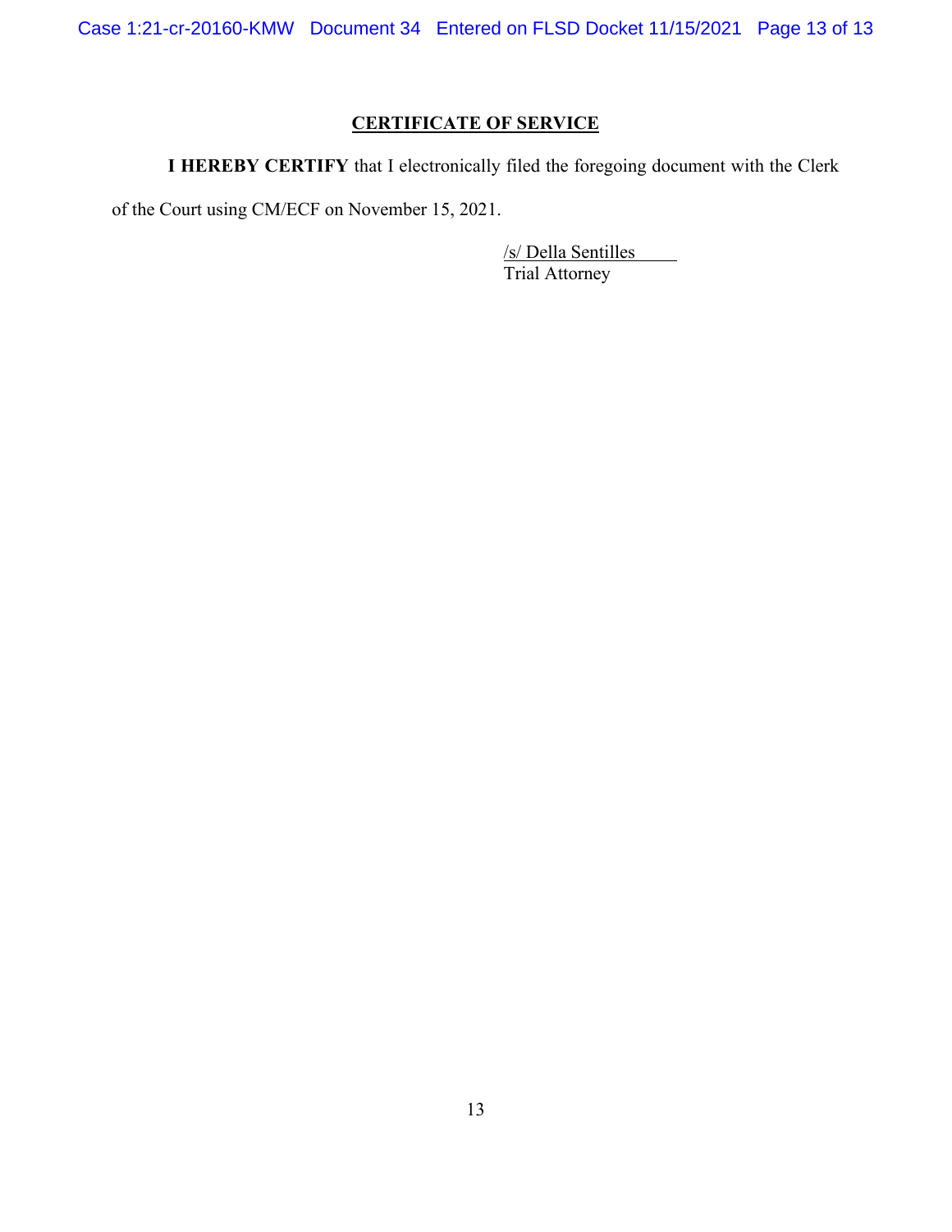## CERTIFICATE OF SERVICE

**I HEREBY CERTIFY** that I electronically filed the foregoing document with the Clerk of the Court using CM/ECF on November 15, 2021.

/s/ Della Sentilles
Trial Attorney